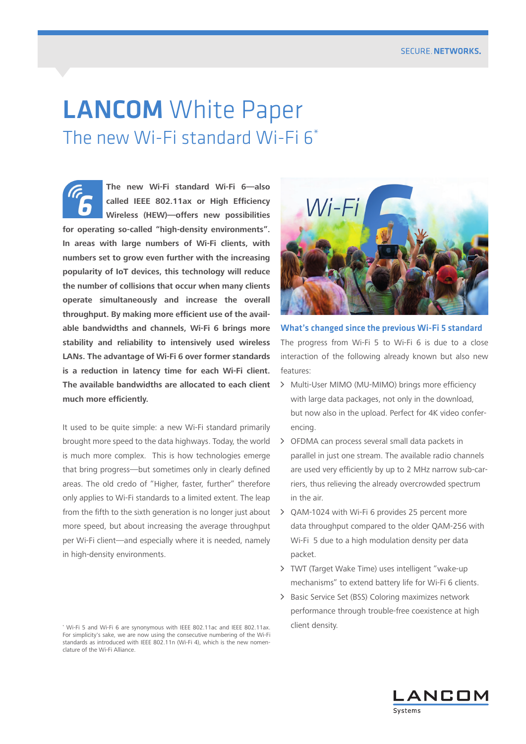# LANCOM White Paper

## The new Wi-Fi standard Wi-Fi 6*

**The new Wi-Fi standard Wi-Fi 6—also called IEEE 802.11ax or High Efficiency Wireless (HEW)—offers new possibilities for operating so-called "high-density environments". In areas with large numbers of Wi-Fi clients, with numbers set to grow even further with the increasing popularity of IoT devices, this technology will reduce the number of collisions that occur when many clients operate simultaneously and increase the overall throughput. By making more efficient use of the available bandwidths and channels, Wi-Fi 6 brings more stability and reliability to intensively used wireless LANs. The advantage of Wi-Fi 6 over former standards is a reduction in latency time for each Wi-Fi client. The available bandwidths are allocated to each client much more efficiently.**

It used to be quite simple: a new Wi-Fi standard primarily brought more speed to the data highways. Today, the world is much more complex. This is how technologies emerge that bring progress—but sometimes only in clearly defined areas. The old credo of "Higher, faster, further" therefore only applies to Wi-Fi standards to a limited extent. The leap from the fifth to the sixth generation is no longer just about more speed, but about increasing the average throughput per Wi-Fi client—and especially where it is needed, namely in high-density environments.

### What's changed since the previous Wi-Fi 5 standard

The progress from Wi-Fi 5 to Wi-Fi 6 is due to a close interaction of the following already known but also new features:

- Multi-User MIMO (MU-MIMO) brings more efficiency with large data packages, not only in the download, but now also in the upload. Perfect for 4K video conferencing.
- OFDMA can process several small data packets in parallel in just one stream. The available radio channels are used very efficiently by up to 2 MHz narrow sub-carriers, thus relieving the already overcrowded spectrum in the air.
- QAM-1024 with Wi-Fi 6 provides 25 percent more data throughput compared to the older QAM-256 with Wi-Fi 5 due to a high modulation density per data packet.
- TWT (Target Wake Time) uses intelligent "wake-up mechanisms" to extend battery life for Wi-Fi 6 clients.
- Basic Service Set (BSS) Coloring maximizes network performance through trouble-free coexistence at high client density.

* Wi-Fi 5 and Wi-Fi 6 are synonymous with IEEE 802.11ac and IEEE 802.11ax. For simplicity's sake, we are now using the consecutive numbering of the Wi-Fi standards as introduced with IEEE 802.11n (Wi-Fi 4), which is the new nomenclature of the Wi-Fi Alliance.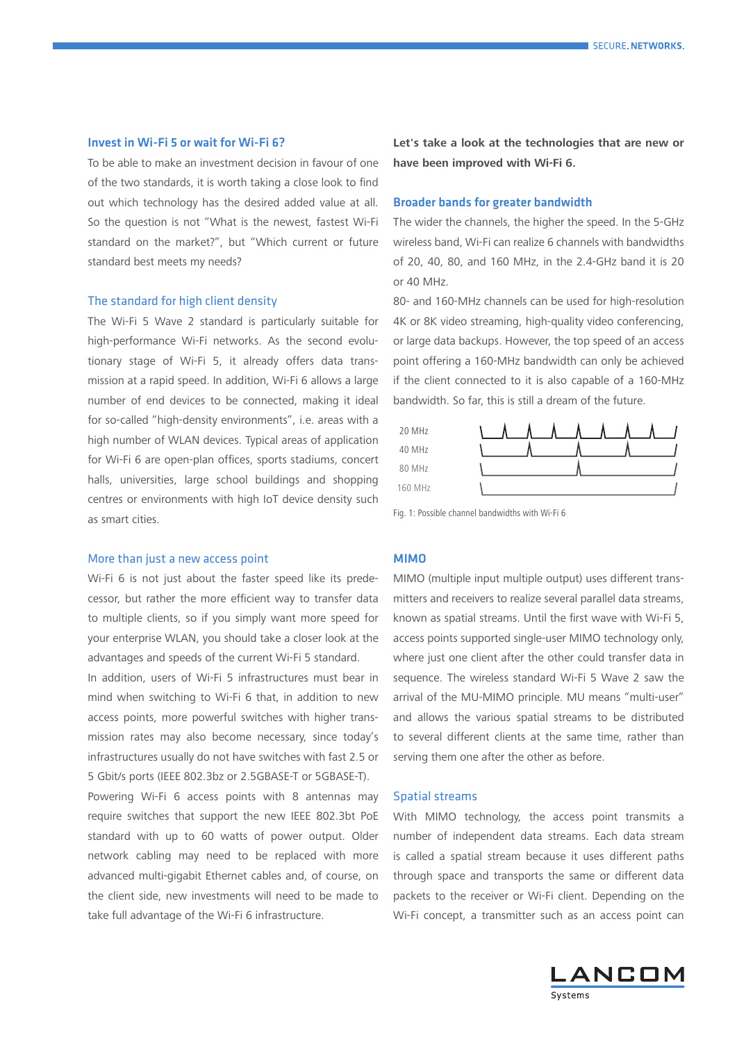## Invest in Wi-Fi 5 or wait for Wi-Fi 6?

To be able to make an investment decision in favour of one of the two standards, it is worth taking a close look to find out which technology has the desired added value at all. So the question is not "What is the newest, fastest Wi-Fi standard on the market?", but "Which current or future standard best meets my needs?

## The standard for high client density

The Wi-Fi 5 Wave 2 standard is particularly suitable for high-performance Wi-Fi networks. As the second evolutionary stage of Wi-Fi 5, it already offers data transmission at a rapid speed. In addition, Wi-Fi 6 allows a large number of end devices to be connected, making it ideal for so-called "high-density environments", i.e. areas with a high number of WLAN devices. Typical areas of application for Wi-Fi 6 are open-plan offices, sports stadiums, concert halls, universities, large school buildings and shopping centres or environments with high IoT device density such as smart cities.

## More than just a new access point

Wi-Fi 6 is not just about the faster speed like its predecessor, but rather the more efficient way to transfer data to multiple clients, so if you simply want more speed for your enterprise WLAN, you should take a closer look at the advantages and speeds of the current Wi-Fi 5 standard.

In addition, users of Wi-Fi 5 infrastructures must bear in mind when switching to Wi-Fi 6 that, in addition to new access points, more powerful switches with higher transmission rates may also become necessary, since today's infrastructures usually do not have switches with fast 2.5 or 5 Gbit/s ports (IEEE 802.3bz or 2.5GBASE-T or 5GBASE-T).

Powering Wi-Fi 6 access points with 8 antennas may require switches that support the new IEEE 802.3bt PoE standard with up to 60 watts of power output. Older network cabling may need to be replaced with more advanced multi-gigabit Ethernet cables and, of course, on the client side, new investments will need to be made to take full advantage of the Wi-Fi 6 infrastructure.

**Let's take a look at the technologies that are new or have been improved with Wi-Fi 6.**

## Broader bands for greater bandwidth

The wider the channels, the higher the speed. In the 5-GHz wireless band, Wi-Fi can realize 6 channels with bandwidths of 20, 40, 80, and 160 MHz, in the 2.4-GHz band it is 20 or 40 MHz.

80- and 160-MHz channels can be used for high-resolution 4K or 8K video streaming, high-quality video conferencing, or large data backups. However, the top speed of an access point offering a 160-MHz bandwidth can only be achieved if the client connected to it is also capable of a 160-MHz bandwidth. So far, this is still a dream of the future.

20 MHz
40 MHz
80 MHz
160 MHz

Fig. 1: Possible channel bandwidths with Wi-Fi 6

## MIMO

MIMO (multiple input multiple output) uses different transmitters and receivers to realize several parallel data streams, known as spatial streams. Until the first wave with Wi-Fi 5, access points supported single-user MIMO technology only, where just one client after the other could transfer data in sequence. The wireless standard Wi-Fi 5 Wave 2 saw the arrival of the MU-MIMO principle. MU means "multi-user" and allows the various spatial streams to be distributed to several different clients at the same time, rather than serving them one after the other as before.

## Spatial streams

With MIMO technology, the access point transmits a number of independent data streams. Each data stream is called a spatial stream because it uses different paths through space and transports the same or different data packets to the receiver or Wi-Fi client. Depending on the Wi-Fi concept, a transmitter such as an access point can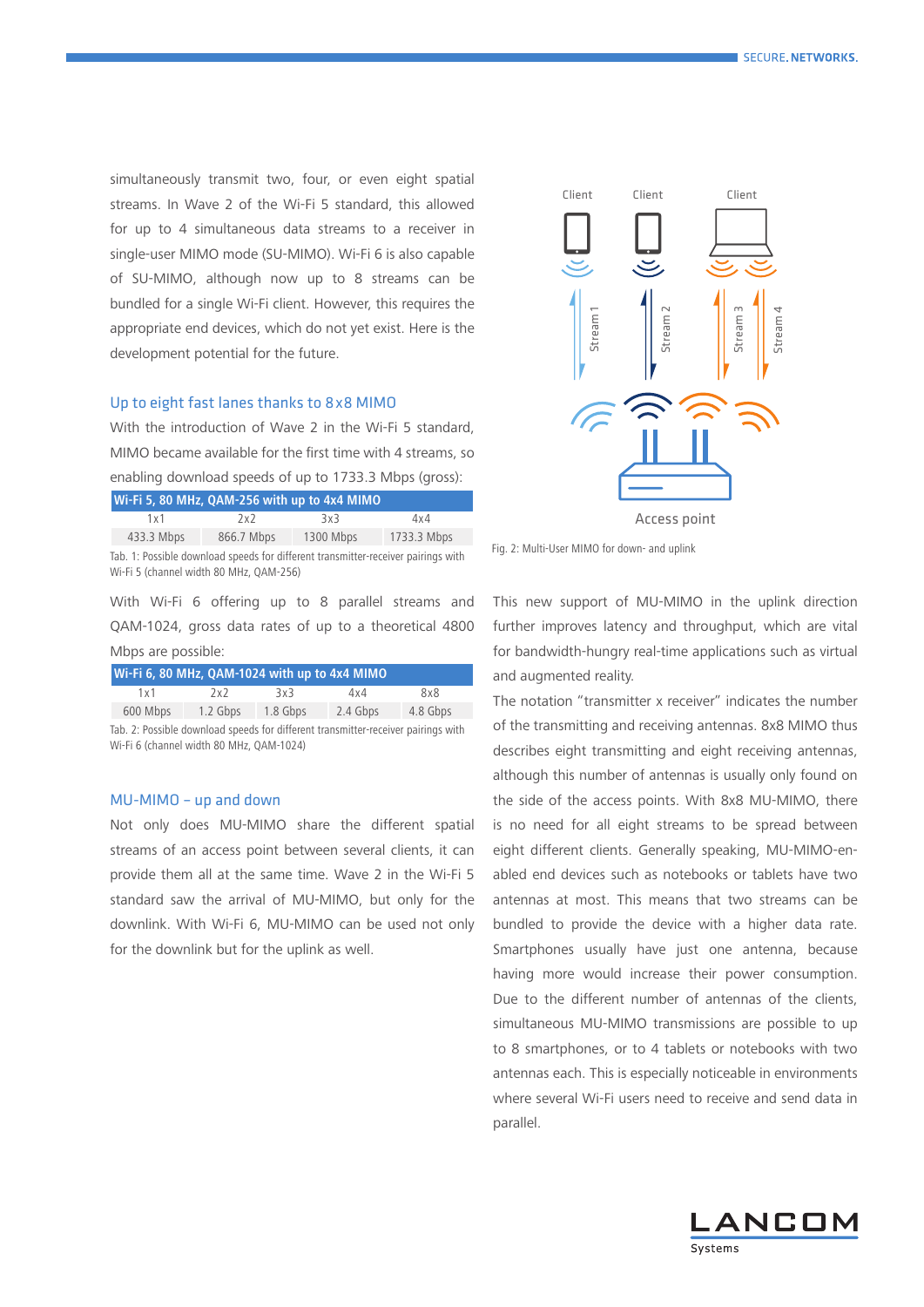simultaneously transmit two, four, or even eight spatial streams. In Wave 2 of the Wi-Fi 5 standard, this allowed for up to 4 simultaneous data streams to a receiver in single-user MIMO mode (SU-MIMO). Wi-Fi 6 is also capable of SU-MIMO, although now up to 8 streams can be bundled for a single Wi-Fi client. However, this requires the appropriate end devices, which do not yet exist. Here is the development potential for the future.

## Up to eight fast lanes thanks to 8x8 MIMO

With the introduction of Wave 2 in the Wi-Fi 5 standard, MIMO became available for the first time with 4 streams, so enabling download speeds of up to 1733.3 Mbps (gross):

| Wi-Fi 5, 80 MHz, QAM-256 with up to 4x4 MIMO | | | |
|---|---|---|---|
| 1x1 | 2x2 | 3x3 | 4x4 |
| 433.3 Mbps | 866.7 Mbps | 1300 Mbps | 1733.3 Mbps |

Tab. 1: Possible download speeds for different transmitter-receiver pairings with Wi-Fi 5 (channel width 80 MHz, QAM-256)

With Wi-Fi 6 offering up to 8 parallel streams and QAM-1024, gross data rates of up to a theoretical 4800 Mbps are possible:

| Wi-Fi 6, 80 MHz, QAM-1024 with up to 4x4 MIMO | | | | |
|---|---|---|---|---|
| 1x1 | 2x2 | 3x3 | 4x4 | 8x8 |
| 600 Mbps | 1.2 Gbps | 1.8 Gbps | 2.4 Gbps | 4.8 Gbps |

Tab. 2: Possible download speeds for different transmitter-receiver pairings with Wi-Fi 6 (channel width 80 MHz, QAM-1024)

## MU-MIMO – up and down

Not only does MU-MIMO share the different spatial streams of an access point between several clients, it can provide them all at the same time. Wave 2 in the Wi-Fi 5 standard saw the arrival of MU-MIMO, but only for the downlink. With Wi-Fi 6, MU-MIMO can be used not only for the downlink but for the uplink as well.

Fig. 2: Multi-User MIMO for down- and uplink

This new support of MU-MIMO in the uplink direction further improves latency and throughput, which are vital for bandwidth-hungry real-time applications such as virtual and augmented reality.

The notation "transmitter x receiver" indicates the number of the transmitting and receiving antennas. 8x8 MIMO thus describes eight transmitting and eight receiving antennas, although this number of antennas is usually only found on the side of the access points. With 8x8 MU-MIMO, there is no need for all eight streams to be spread between eight different clients. Generally speaking, MU-MIMO-enabled end devices such as notebooks or tablets have two antennas at most. This means that two streams can be bundled to provide the device with a higher data rate. Smartphones usually have just one antenna, because having more would increase their power consumption. Due to the different number of antennas of the clients, simultaneous MU-MIMO transmissions are possible to up to 8 smartphones, or to 4 tablets or notebooks with two antennas each. This is especially noticeable in environments where several Wi-Fi users need to receive and send data in parallel.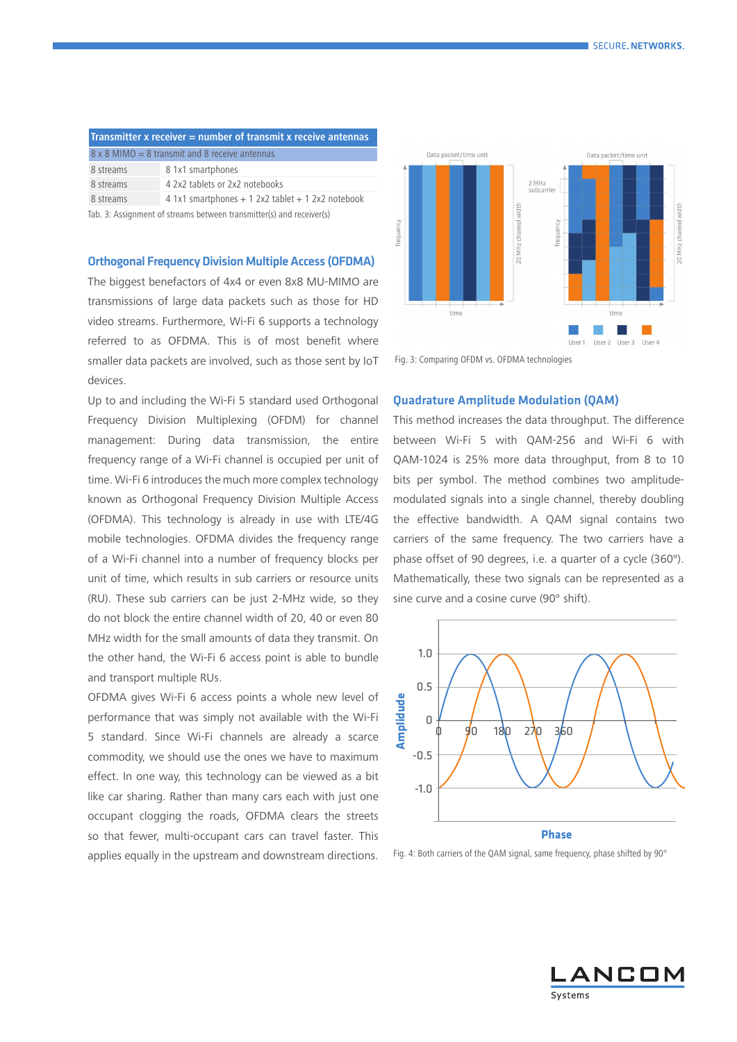| Transmitter x receiver = number of transmit x receive antennas | |
|---|---|
| 8 x 8 MIMO = 8 transmit and 8 receive antennas | |
| 8 streams | 8 1x1 smartphones |
| 8 streams | 4 2x2 tablets or 2x2 notebooks |
| 8 streams | 4 1x1 smartphones + 1 2x2 tablet + 1 2x2 notebook |

Tab. 3: Assignment of streams between transmitter(s) and receiver(s)

## Orthogonal Frequency Division Multiple Access (OFDMA)

The biggest benefactors of 4x4 or even 8x8 MU-MIMO are transmissions of large data packets such as those for HD video streams. Furthermore, Wi-Fi 6 supports a technology referred to as OFDMA. This is of most benefit where smaller data packets are involved, such as those sent by IoT devices.

Up to and including the Wi-Fi 5 standard used Orthogonal Frequency Division Multiplexing (OFDM) for channel management: During data transmission, the entire frequency range of a Wi-Fi channel is occupied per unit of time. Wi-Fi 6 introduces the much more complex technology known as Orthogonal Frequency Division Multiple Access (OFDMA). This technology is already in use with LTE/4G mobile technologies. OFDMA divides the frequency range of a Wi-Fi channel into a number of frequency blocks per unit of time, which results in sub carriers or resource units (RU). These sub carriers can be just 2-MHz wide, so they do not block the entire channel width of 20, 40 or even 80 MHz width for the small amounts of data they transmit. On the other hand, the Wi-Fi 6 access point is able to bundle and transport multiple RUs.

OFDMA gives Wi-Fi 6 access points a whole new level of performance that was simply not available with the Wi-Fi 5 standard. Since Wi-Fi channels are already a scarce commodity, we should use the ones we have to maximum effect. In one way, this technology can be viewed as a bit like car sharing. Rather than many cars each with just one occupant clogging the roads, OFDMA clears the streets so that fewer, multi-occupant cars can travel faster. This applies equally in the upstream and downstream directions.

Fig. 3: Comparing OFDM vs. OFDMA technologies

## Quadrature Amplitude Modulation (QAM)

This method increases the data throughput. The difference between Wi-Fi 5 with QAM-256 and Wi-Fi 6 with QAM-1024 is 25% more data throughput, from 8 to 10 bits per symbol. The method combines two amplitude-modulated signals into a single channel, thereby doubling the effective bandwidth. A QAM signal contains two carriers of the same frequency. The two carriers have a phase offset of 90 degrees, i.e. a quarter of a cycle (360°). Mathematically, these two signals can be represented as a sine curve and a cosine curve (90° shift).

Fig. 4: Both carriers of the QAM signal, same frequency, phase shifted by 90°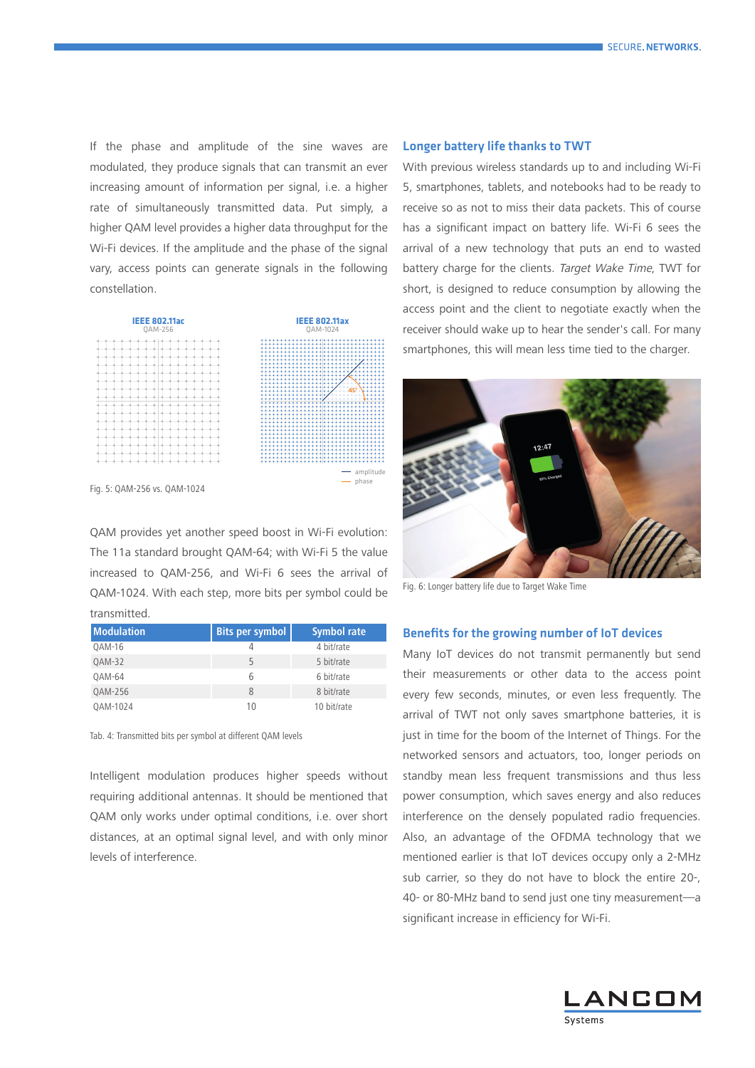If the phase and amplitude of the sine waves are modulated, they produce signals that can transmit an ever increasing amount of information per signal, i.e. a higher rate of simultaneously transmitted data. Put simply, a higher QAM level provides a higher data throughput for the Wi-Fi devices. If the amplitude and the phase of the signal vary, access points can generate signals in the following constellation.

Fig. 5: QAM-256 vs. QAM-1024

QAM provides yet another speed boost in Wi-Fi evolution: The 11a standard brought QAM-64; with Wi-Fi 5 the value increased to QAM-256, and Wi-Fi 6 sees the arrival of QAM-1024. With each step, more bits per symbol could be transmitted.

| Modulation | Bits per symbol | Symbol rate |
|---|---|---|
| QAM-16 | 4 | 4 bit/rate |
| QAM-32 | 5 | 5 bit/rate |
| QAM-64 | 6 | 6 bit/rate |
| QAM-256 | 8 | 8 bit/rate |
| QAM-1024 | 10 | 10 bit/rate |

Tab. 4: Transmitted bits per symbol at different QAM levels

Intelligent modulation produces higher speeds without requiring additional antennas. It should be mentioned that QAM only works under optimal conditions, i.e. over short distances, at an optimal signal level, and with only minor levels of interference.

## Longer battery life thanks to TWT

With previous wireless standards up to and including Wi-Fi 5, smartphones, tablets, and notebooks had to be ready to receive so as not to miss their data packets. This of course has a significant impact on battery life. Wi-Fi 6 sees the arrival of a new technology that puts an end to wasted battery charge for the clients. *Target Wake Time*, TWT for short, is designed to reduce consumption by allowing the access point and the client to negotiate exactly when the receiver should wake up to hear the sender's call. For many smartphones, this will mean less time tied to the charger.

Fig. 6: Longer battery life due to Target Wake Time

## Benefits for the growing number of IoT devices

Many IoT devices do not transmit permanently but send their measurements or other data to the access point every few seconds, minutes, or even less frequently. The arrival of TWT not only saves smartphone batteries, it is just in time for the boom of the Internet of Things. For the networked sensors and actuators, too, longer periods on standby mean less frequent transmissions and thus less power consumption, which saves energy and also reduces interference on the densely populated radio frequencies. Also, an advantage of the OFDMA technology that we mentioned earlier is that IoT devices occupy only a 2-MHz sub carrier, so they do not have to block the entire 20-, 40- or 80-MHz band to send just one tiny measurement—a significant increase in efficiency for Wi-Fi.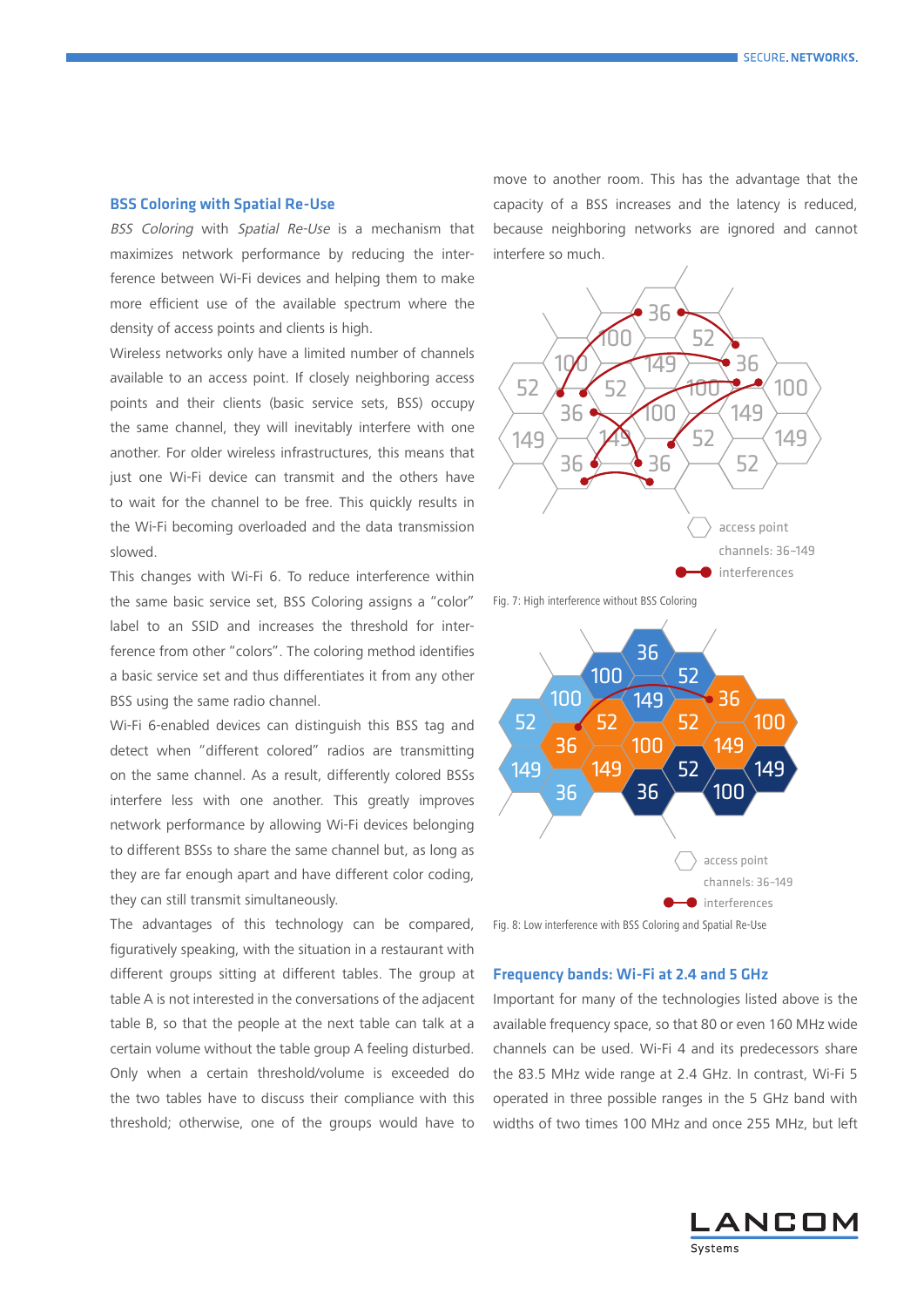## BSS Coloring with Spatial Re-Use

*BSS Coloring* with *Spatial Re-Use* is a mechanism that maximizes network performance by reducing the interference between Wi-Fi devices and helping them to make more efficient use of the available spectrum where the density of access points and clients is high.

Wireless networks only have a limited number of channels available to an access point. If closely neighboring access points and their clients (basic service sets, BSS) occupy the same channel, they will inevitably interfere with one another. For older wireless infrastructures, this means that just one Wi-Fi device can transmit and the others have to wait for the channel to be free. This quickly results in the Wi-Fi becoming overloaded and the data transmission slowed.

This changes with Wi-Fi 6. To reduce interference within the same basic service set, BSS Coloring assigns a "color" label to an SSID and increases the threshold for interference from other "colors". The coloring method identifies a basic service set and thus differentiates it from any other BSS using the same radio channel.

Wi-Fi 6-enabled devices can distinguish this BSS tag and detect when "different colored" radios are transmitting on the same channel. As a result, differently colored BSSs interfere less with one another. This greatly improves network performance by allowing Wi-Fi devices belonging to different BSSs to share the same channel but, as long as they are far enough apart and have different color coding, they can still transmit simultaneously.

The advantages of this technology can be compared, figuratively speaking, with the situation in a restaurant with different groups sitting at different tables. The group at table A is not interested in the conversations of the adjacent table B, so that the people at the next table can talk at a certain volume without the table group A feeling disturbed. Only when a certain threshold/volume is exceeded do the two tables have to discuss their compliance with this threshold; otherwise, one of the groups would have to move to another room. This has the advantage that the capacity of a BSS increases and the latency is reduced, because neighboring networks are ignored and cannot interfere so much.

Fig. 7: High interference without BSS Coloring

Fig. 8: Low interference with BSS Coloring and Spatial Re-Use

## Frequency bands: Wi-Fi at 2.4 and 5 GHz

Important for many of the technologies listed above is the available frequency space, so that 80 or even 160 MHz wide channels can be used. Wi-Fi 4 and its predecessors share the 83.5 MHz wide range at 2.4 GHz. In contrast, Wi-Fi 5 operated in three possible ranges in the 5 GHz band with widths of two times 100 MHz and once 255 MHz, but left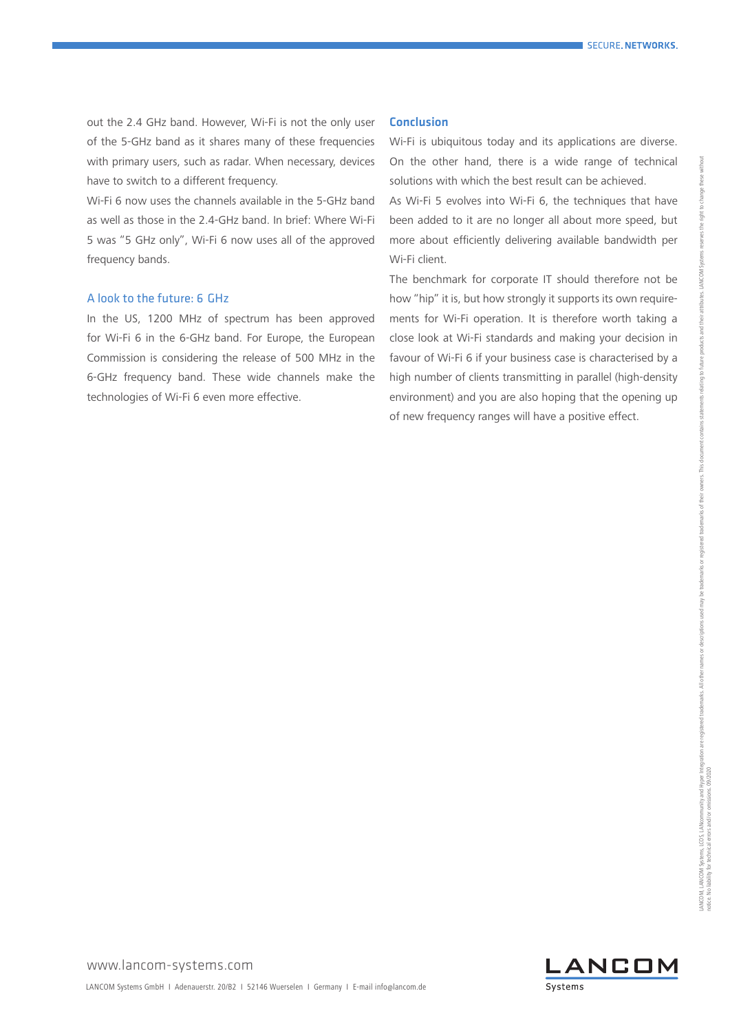out the 2.4 GHz band. However, Wi-Fi is not the only user of the 5-GHz band as it shares many of these frequencies with primary users, such as radar. When necessary, devices have to switch to a different frequency.

Wi-Fi 6 now uses the channels available in the 5-GHz band as well as those in the 2.4-GHz band. In brief: Where Wi-Fi 5 was "5 GHz only", Wi-Fi 6 now uses all of the approved frequency bands.

### A look to the future: 6 GHz

In the US, 1200 MHz of spectrum has been approved for Wi-Fi 6 in the 6-GHz band. For Europe, the European Commission is considering the release of 500 MHz in the 6-GHz frequency band. These wide channels make the technologies of Wi-Fi 6 even more effective.

## Conclusion

Wi-Fi is ubiquitous today and its applications are diverse. On the other hand, there is a wide range of technical solutions with which the best result can be achieved.

As Wi-Fi 5 evolves into Wi-Fi 6, the techniques that have been added to it are no longer all about more speed, but more about efficiently delivering available bandwidth per Wi-Fi client.

The benchmark for corporate IT should therefore not be how "hip" it is, but how strongly it supports its own requirements for Wi-Fi operation. It is therefore worth taking a close look at Wi-Fi standards and making your decision in favour of Wi-Fi 6 if your business case is characterised by a high number of clients transmitting in parallel (high-density environment) and you are also hoping that the opening up of new frequency ranges will have a positive effect.

LANCOM, LANCOM Systems, LCOS, LANcommunity and Hyper Integration are registered trademarks. All other names or descriptions used may be trademarks or registered trademarks of their owners. This document contains statements relating to future products and their attributes. LANCOM Systems reserves the right to change these without notice. No liability for technical errors and/or omissions. 09/2020

www.lancom-systems.com

LANCOM Systems GmbH I Adenauerstr. 20/B2 I 52146 Wuerselen I Germany I E-mail info@lancom.de